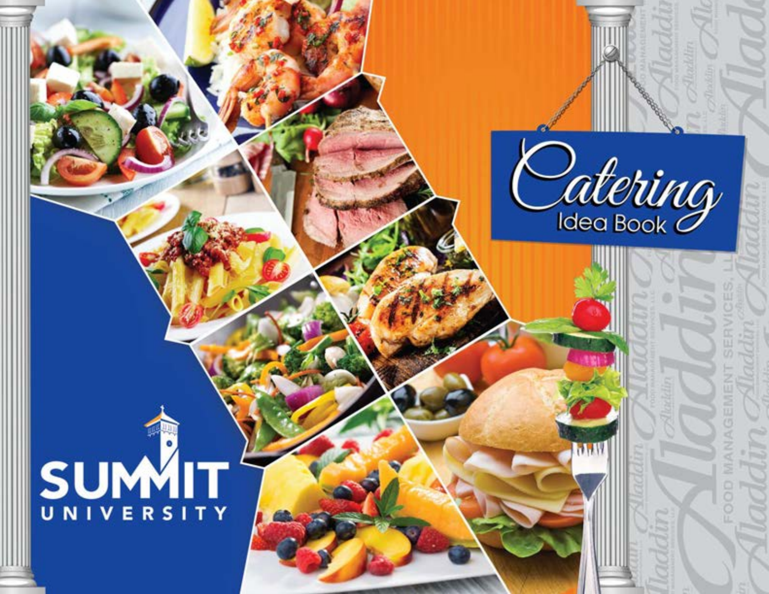# Catering

## Idea Book

SUMMIT UNIVERSITY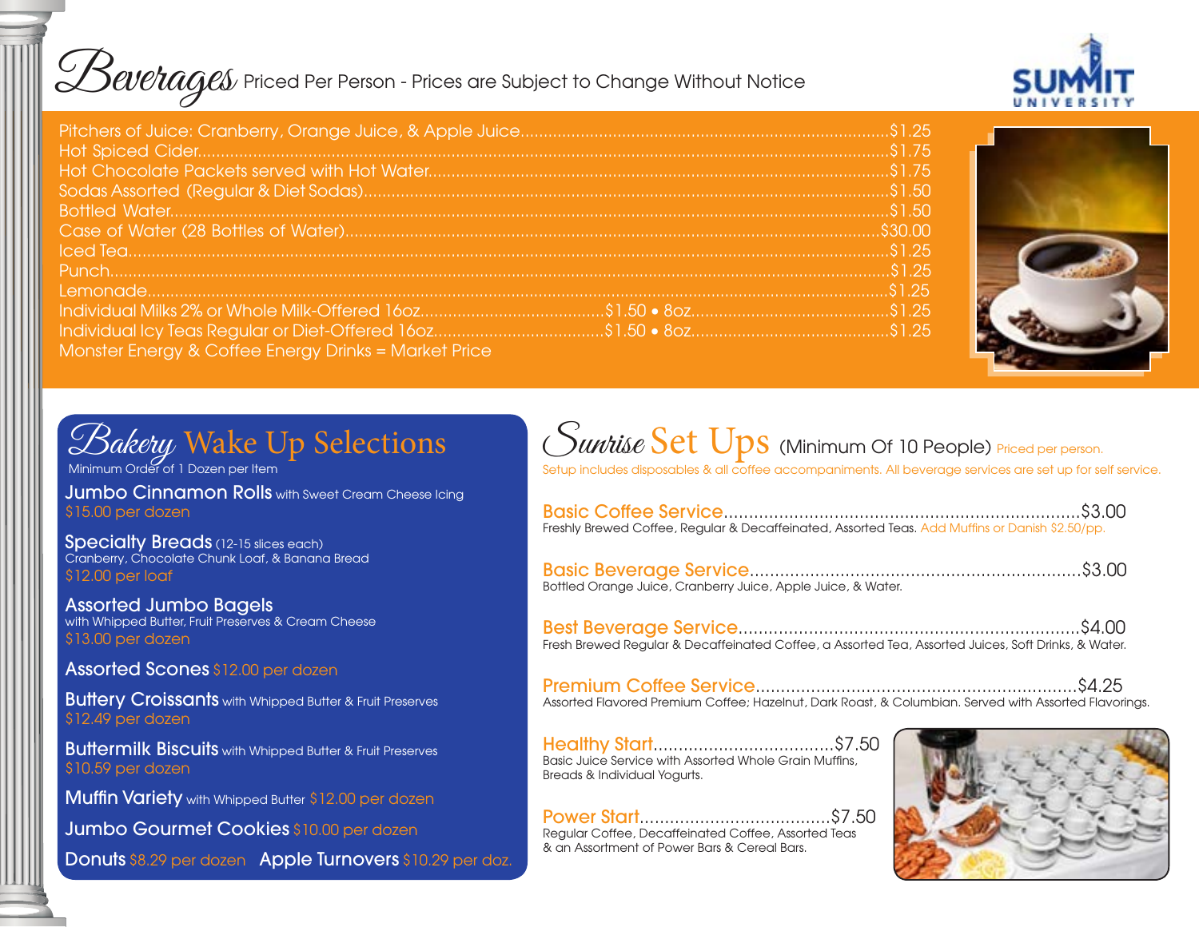# Beverages Priced Per Person - Prices are Subject to Change Without Notice

SUMMIT UNIVERSITY

| Item | Price |
| --- | --- |
| Pitchers of Juice: Cranberry, Orange Juice, & Apple Juice | $1.25 |
| Hot Spiced Cider | $1.75 |
| Hot Chocolate Packets served with Hot Water | $1.75 |
| Sodas Assorted (Regular & Diet Sodas) | $1.50 |
| Bottled Water | $1.50 |
| Case of Water (28 Bottles of Water) | $30.00 |
| Iced Tea | $1.25 |
| Punch | $1.25 |
| Lemonade | $1.25 |
| Individual Milks 2% or Whole Milk-Offered 16oz. $1.50 • 8oz. | $1.25 |
| Individual Icy Teas Regular or Diet-Offered 16oz. $1.50 • 8oz. | $1.25 |

Monster Energy & Coffee Energy Drinks = Market Price

## Bakery Wake Up Selections

Minimum Order of 1 Dozen per Item

**Jumbo Cinnamon Rolls** with Sweet Cream Cheese Icing
$15.00 per dozen

**Specialty Breads** (12-15 slices each)
Cranberry, Chocolate Chunk Loaf, & Banana Bread
$12.00 per loaf

**Assorted Jumbo Bagels**
with Whipped Butter, Fruit Preserves & Cream Cheese
$13.00 per dozen

**Assorted Scones** $12.00 per dozen

**Buttery Croissants** with Whipped Butter & Fruit Preserves
$12.49 per dozen

**Buttermilk Biscuits** with Whipped Butter & Fruit Preserves
$10.59 per dozen

**Muffin Variety** with Whipped Butter $12.00 per dozen

**Jumbo Gourmet Cookies** $10.00 per dozen

**Donuts** $8.29 per dozen

**Apple Turnovers** $10.29 per doz.

## Sunrise Set Ups (Minimum Of 10 People) Priced per person.

Setup includes disposables & all coffee accompaniments. All beverage services are set up for self service.

**Basic Coffee Service** ........ $3.00
Freshly Brewed Coffee, Regular & Decaffeinated, Assorted Teas. Add Muffins or Danish $2.50/pp.

**Basic Beverage Service** ........ $3.00
Bottled Orange Juice, Cranberry Juice, Apple Juice, & Water.

**Best Beverage Service** ........ $4.00
Fresh Brewed Regular & Decaffeinated Coffee, a Assorted Tea, Assorted Juices, Soft Drinks, & Water.

**Premium Coffee Service** ........ $4.25
Assorted Flavored Premium Coffee; Hazelnut, Dark Roast, & Columbian. Served with Assorted Flavorings.

**Healthy Start** ........ $7.50
Basic Juice Service with Assorted Whole Grain Muffins, Breads & Individual Yogurts.

**Power Start** ........ $7.50
Regular Coffee, Decaffeinated Coffee, Assorted Teas & an Assortment of Power Bars & Cereal Bars.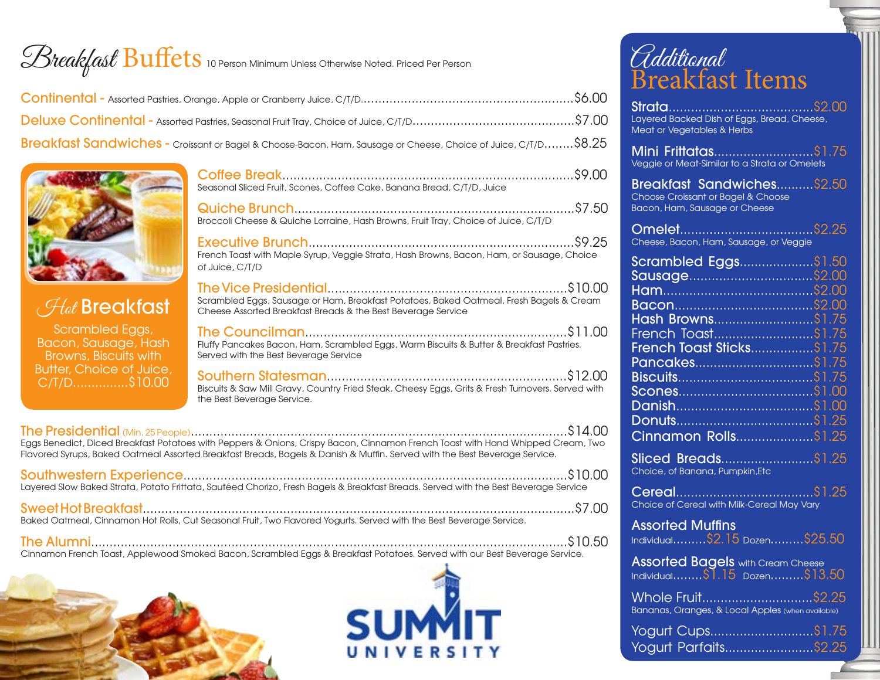# Breakfast Buffets

10 Person Minimum Unless Otherwise Noted. Priced Per Person

**Continental** - Assorted Pastries, Orange, Apple or Cranberry Juice, C/T/D........$6.00

**Deluxe Continental** - Assorted Pastries, Seasonal Fruit Tray, Choice of Juice, C/T/D........$7.00

**Breakfast Sandwiches** - Croissant or Bagel & Choose-Bacon, Ham, Sausage or Cheese, Choice of Juice, C/T/D........$8.25

## Hot Breakfast

Scrambled Eggs, Bacon, Sausage, Hash Browns, Biscuits with Butter, Choice of Juice, C/T/D...............$10.00

**Coffee Break**........$9.00
Seasonal Sliced Fruit, Scones, Coffee Cake, Banana Bread, C/T/D, Juice

**Quiche Brunch**........$7.50
Broccoli Cheese & Quiche Lorraine, Hash Browns, Fruit Tray, Choice of Juice, C/T/D

**Executive Brunch**........$9.25
French Toast with Maple Syrup, Veggie Strata, Hash Browns, Bacon, Ham, or Sausage, Choice of Juice, C/T/D

**The Vice Presidential**........$10.00
Scrambled Eggs, Sausage or Ham, Breakfast Potatoes, Baked Oatmeal, Fresh Bagels & Cream Cheese Assorted Breakfast Breads & the Best Beverage Service

**The Councilman**........$11.00
Fluffy Pancakes Bacon, Ham, Scrambled Eggs, Warm Biscuits & Butter & Breakfast Pastries. Served with the Best Beverage Service

**Southern Statesman**........$12.00
Biscuits & Saw Mill Gravy, Country Fried Steak, Cheesy Eggs, Grits & Fresh Turnovers. Served with the Best Beverage Service.

**The Presidential** (Min. 25 People)........$14.00
Eggs Benedict, Diced Breakfast Potatoes with Peppers & Onions, Crispy Bacon, Cinnamon French Toast with Hand Whipped Cream, Two Flavored Syrups, Baked Oatmeal Assorted Breakfast Breads, Bagels & Danish & Muffin. Served with the Best Beverage Service.

**Southwestern Experience**........$10.00
Layered Slow Baked Strata, Potato Frittata, Sautéed Chorizo, Fresh Bagels & Breakfast Breads. Served with the Best Beverage Service

**Sweet Hot Breakfast**........$7.00
Baked Oatmeal, Cinnamon Hot Rolls, Cut Seasonal Fruit, Two Flavored Yogurts. Served with the Best Beverage Service.

**The Alumni**........$10.50
Cinnamon French Toast, Applewood Smoked Bacon, Scrambled Eggs & Breakfast Potatoes. Served with our Best Beverage Service.

SUMMIT UNIVERSITY

# Additional Breakfast Items

**Strata**........$2.00
Layered Backed Dish of Eggs, Bread, Cheese, Meat or Vegetables & Herbs

**Mini Frittatas**........$1.75
Veggie or Meat-Similar to a Strata or Omelets

**Breakfast Sandwiches**........$2.50
Choose Croissant or Bagel & Choose Bacon, Ham, Sausage or Cheese

**Omelet**........$2.25
Cheese, Bacon, Ham, Sausage, or Veggie

**Scrambled Eggs**........$1.50
**Sausage**........$2.00
**Ham**........$2.00
**Bacon**........$2.00
**Hash Browns**........$1.75
French Toast........$1.75
**French Toast Sticks**........$1.75
**Pancakes**........$1.75
**Biscuits**........$1.75
**Scones**........$1.00
**Danish**........$1.00
**Donuts**........$1.25
**Cinnamon Rolls**........$1.25

**Sliced Breads**........$1.25
Choice, of Banana, Pumpkin,Etc

**Cereal**........$1.25
Choice of Cereal with Milk-Cereal May Vary

**Assorted Muffins**
Individual........$2.15 Dozen........$25.50

**Assorted Bagels** with Cream Cheese
Individual........$1.15 Dozen........$13.50

Whole Fruit........$2.25
Bananas, Oranges, & Local Apples (when available)

Yogurt Cups........$1.75
Yogurt Parfaits........$2.25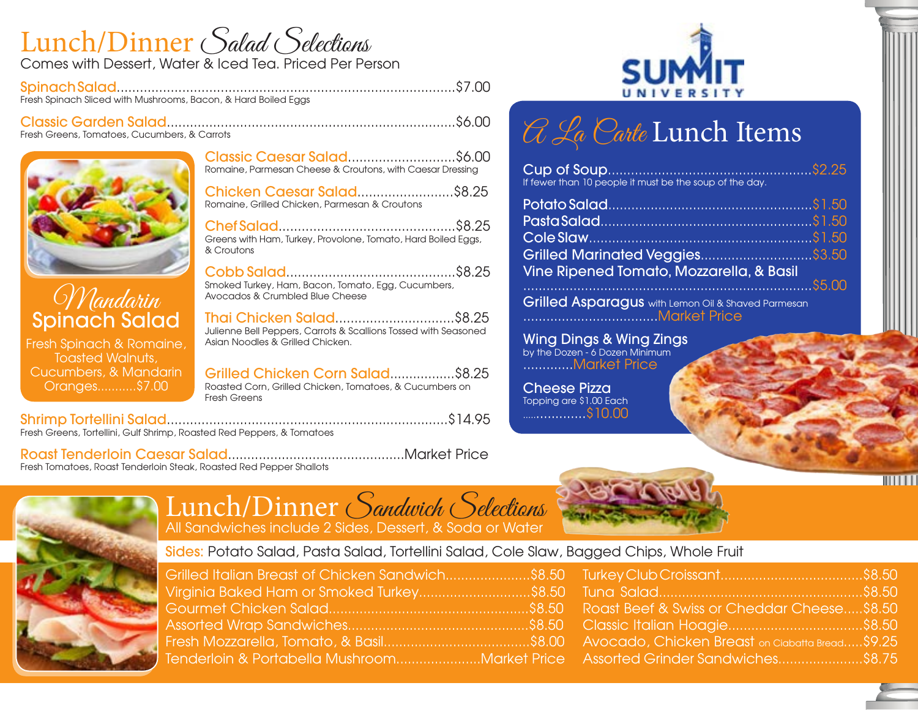# Lunch/Dinner *Salad Selections*

Comes with Dessert, Water & Iced Tea. Priced Per Person

**Spinach Salad** ............ $7.00
Fresh Spinach Sliced with Mushrooms, Bacon, & Hard Boiled Eggs

**Classic Garden Salad** ............ $6.00
Fresh Greens, Tomatoes, Cucumbers, & Carrots

**Classic Caesar Salad** ............ $6.00
Romaine, Parmesan Cheese & Croutons, with Caesar Dressing

**Chicken Caesar Salad** ............ $8.25
Romaine, Grilled Chicken, Parmesan & Croutons

**Chef Salad** ............ $8.25
Greens with Ham, Turkey, Provolone, Tomato, Hard Boiled Eggs, & Croutons

**Cobb Salad** ............ $8.25
Smoked Turkey, Ham, Bacon, Tomato, Egg, Cucumbers, Avocados & Crumbled Blue Cheese

**Thai Chicken Salad** ............ $8.25
Julienne Bell Peppers, Carrots & Scallions Tossed with Seasoned Asian Noodles & Grilled Chicken.

**Grilled Chicken Corn Salad** ............ $8.25
Roasted Corn, Grilled Chicken, Tomatoes, & Cucumbers on Fresh Greens

***Mandarin* Spinach Salad**
Fresh Spinach & Romaine, Toasted Walnuts, Cucumbers, & Mandarin Oranges ........... $7.00

**Shrimp Tortellini Salad** ............ $14.95
Fresh Greens, Tortellini, Gulf Shrimp, Roasted Red Peppers, & Tomatoes

**Roast Tenderloin Caesar Salad** ............ Market Price
Fresh Tomatoes, Roast Tenderloin Steak, Roasted Red Pepper Shallots

SUMMIT UNIVERSITY

# *A La Carte* Lunch Items

**Cup of Soup** ............ $2.25
If fewer than 10 people it must be the soup of the day.

**Potato Salad** ............ $1.50
**Pasta Salad** ............ $1.50
**Cole Slaw** ............ $1.50
**Grilled Marinated Veggies** ............ $3.50
**Vine Ripened Tomato, Mozzarella, & Basil** ............ $5.00
**Grilled Asparagus** with Lemon Oil & Shaved Parmesan ............ Market Price

**Wing Dings & Wing Zings**
by the Dozen - 6 Dozen Minimum ............ Market Price

**Cheese Pizza**
Topping are $1.00 Each ............ $10.00

# Lunch/Dinner *Sandwich Selections*

All Sandwiches include 2 Sides, Dessert, & Soda or Water

**Sides:** Potato Salad, Pasta Salad, Tortellini Salad, Cole Slaw, Bagged Chips, Whole Fruit

- Grilled Italian Breast of Chicken Sandwich ............ $8.50
- Virginia Baked Ham or Smoked Turkey ............ $8.50
- Gourmet Chicken Salad ............ $8.50
- Assorted Wrap Sandwiches ............ $8.50
- Fresh Mozzarella, Tomato, & Basil ............ $8.00
- Tenderloin & Portabella Mushroom ............ Market Price
- Turkey Club Croissant ............ $8.50
- Tuna Salad ............ $8.50
- Roast Beef & Swiss or Cheddar Cheese ............ $8.50
- Classic Italian Hoagie ............ $8.50
- Avocado, Chicken Breast on Ciabatta Bread ............ $9.25
- Assorted Grinder Sandwiches ............ $8.75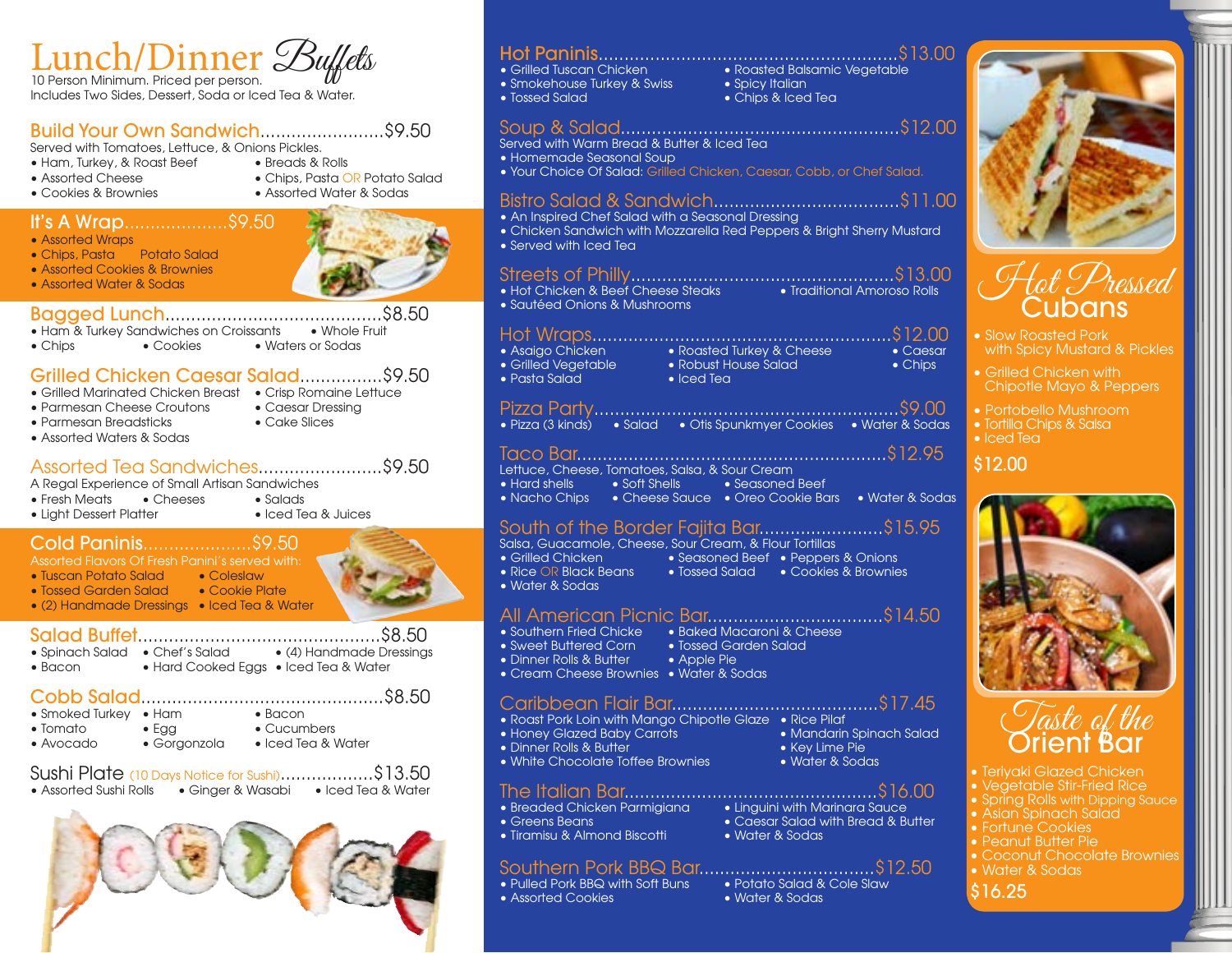# Lunch/Dinner Buffets

10 Person Minimum. Priced per person.
Includes Two Sides, Dessert, Soda or Iced Tea & Water.

## Build Your Own Sandwich........................$9.50

Served with Tomatoes, Lettuce, & Onions Pickles.

- Ham, Turkey, & Roast Beef
- Assorted Cheese
- Cookies & Brownies
- Breads & Rolls
- Chips, Pasta OR Potato Salad
- Assorted Water & Sodas

## It's A Wrap....................$9.50

- Assorted Wraps
- Chips, Pasta Potato Salad
- Assorted Cookies & Brownies
- Assorted Water & Sodas

## Bagged Lunch..........................................$8.50

- Ham & Turkey Sandwiches on Croissants
- Whole Fruit
- Chips
- Cookies
- Waters or Sodas

## Grilled Chicken Caesar Salad................$9.50

- Grilled Marinated Chicken Breast
- Parmesan Cheese Croutons
- Parmesan Breadsticks
- Assorted Waters & Sodas
- Crisp Romaine Lettuce
- Caesar Dressing
- Cake Slices

## Assorted Tea Sandwiches........................$9.50

A Regal Experience of Small Artisan Sandwiches

- Fresh Meats
- Cheeses
- Salads
- Light Dessert Platter
- Iced Tea & Juices

## Cold Paninis.....................$9.50

Assorted Flavors Of Fresh Panini's served with:

- Tuscan Potato Salad
- Tossed Garden Salad
- (2) Handmade Dressings
- Coleslaw
- Cookie Plate
- Iced Tea & Water

## Salad Buffet...............................................$8.50

- Spinach Salad
- Bacon
- Chef's Salad
- Hard Cooked Eggs
- (4) Handmade Dressings
- Iced Tea & Water

## Cobb Salad...............................................$8.50

- Smoked Turkey
- Tomato
- Avocado
- Ham
- Egg
- Gorgonzola
- Bacon
- Cucumbers
- Iced Tea & Water

## Sushi Plate (10 Days Notice for Sushi)..................$13.50

- Assorted Sushi Rolls
- Ginger & Wasabi
- Iced Tea & Water

## Hot Paninis.........................................................$13.00

- Grilled Tuscan Chicken
- Smokehouse Turkey & Swiss
- Tossed Salad
- Roasted Balsamic Vegetable
- Spicy Italian
- Chips & Iced Tea

## Soup & Salad....................................................$12.00

Served with Warm Bread & Butter & Iced Tea

- Homemade Seasonal Soup
- Your Choice Of Salad: Grilled Chicken, Caesar, Cobb, or Chef Salad.

## Bistro Salad & Sandwich...................................$11.00

- An Inspired Chef Salad with a Seasonal Dressing
- Chicken Sandwich with Mozzarella Red Peppers & Bright Sherry Mustard
- Served with Iced Tea

## Streets of Philly..................................................$13.00

- Hot Chicken & Beef Cheese Steaks
- Sautéed Onions & Mushrooms
- Traditional Amoroso Rolls

## Hot Wraps..........................................................$12.00

- Asaigo Chicken
- Grilled Vegetable
- Pasta Salad
- Roasted Turkey & Cheese
- Robust House Salad
- Iced Tea
- Caesar
- Chips

## Pizza Party..........................................................$9.00

- Pizza (3 kinds)
- Salad
- Otis Spunkmyer Cookies
- Water & Sodas

## Taco Bar...........................................................$12.95

Lettuce, Cheese, Tomatoes, Salsa, & Sour Cream

- Hard shells
- Soft Shells
- Seasoned Beef
- Nacho Chips
- Cheese Sauce
- Oreo Cookie Bars
- Water & Sodas

## South of the Border Fajita Bar........................$15.95

Salsa, Guacamole, Cheese, Sour Cream, & Flour Tortillas

- Grilled Chicken
- Rice OR Black Beans
- Water & Sodas
- Seasoned Beef
- Tossed Salad
- Peppers & Onions
- Cookies & Brownies

## All American Picnic Bar..................................$14.50

- Southern Fried Chicke
- Sweet Buttered Corn
- Dinner Rolls & Butter
- Cream Cheese Brownies
- Baked Macaroni & Cheese
- Tossed Garden Salad
- Apple Pie
- Water & Sodas

## Caribbean Flair Bar.......................................$17.45

- Roast Pork Loin with Mango Chipotle Glaze
- Honey Glazed Baby Carrots
- Dinner Rolls & Butter
- White Chocolate Toffee Brownies
- Rice Pilaf
- Mandarin Spinach Salad
- Key Lime Pie
- Water & Sodas

## The Italian Bar................................................$16.00

- Breaded Chicken Parmigiana
- Greens Beans
- Tiramisu & Almond Biscotti
- Linguini with Marinara Sauce
- Caesar Salad with Bread & Butter
- Water & Sodas

## Southern Pork BBQ Bar.................................$12.50

- Pulled Pork BBQ with Soft Buns
- Assorted Cookies
- Potato Salad & Cole Slaw
- Water & Sodas

## Hot Pressed Cubans

- Slow Roasted Pork with Spicy Mustard & Pickles
- Grilled Chicken with Chipotle Mayo & Peppers
- Portobello Mushroom
- Tortilla Chips & Salsa
- Iced Tea

$12.00

## Taste of the Orient Bar

- Teriyaki Glazed Chicken
- Vegetable Stir-Fried Rice
- Spring Rolls with Dipping Sauce
- Asian Spinach Salad
- Fortune Cookies
- Peanut Butter Pie
- Coconut Chocolate Brownies
- Water & Sodas

$16.25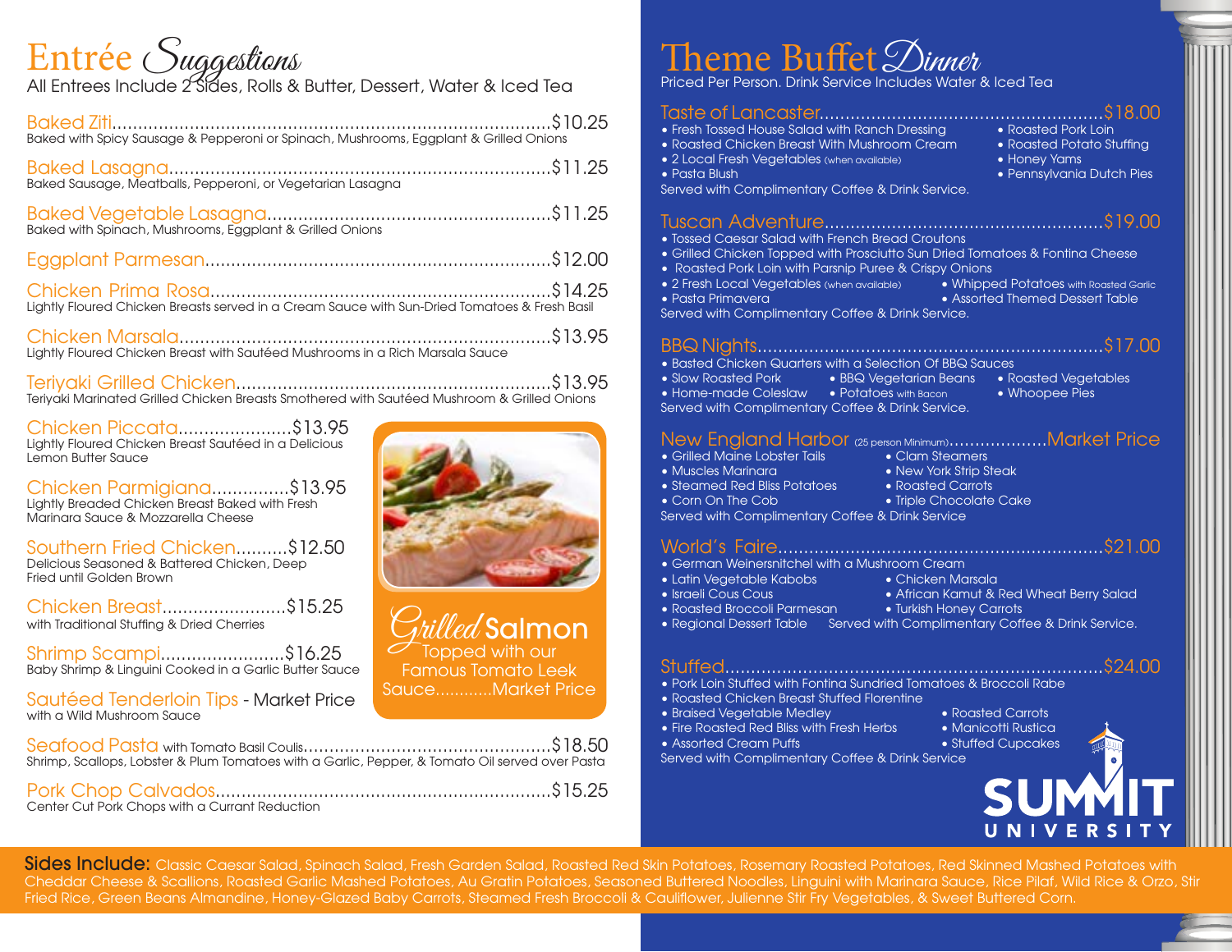# Entrée Suggestions

All Entrees Include 2 Sides, Rolls & Butter, Dessert, Water & Iced Tea

**Baked Ziti**........$10.25
Baked with Spicy Sausage & Pepperoni or Spinach, Mushrooms, Eggplant & Grilled Onions

**Baked Lasagna**........$11.25
Baked Sausage, Meatballs, Pepperoni, or Vegetarian Lasagna

**Baked Vegetable Lasagna**........$11.25
Baked with Spinach, Mushrooms, Eggplant & Grilled Onions

**Eggplant Parmesan**........$12.00

**Chicken Prima Rosa**........$14.25
Lightly Floured Chicken Breasts served in a Cream Sauce with Sun-Dried Tomatoes & Fresh Basil

**Chicken Marsala**........$13.95
Lightly Floured Chicken Breast with Sautéed Mushrooms in a Rich Marsala Sauce

**Teriyaki Grilled Chicken**........$13.95
Teriyaki Marinated Grilled Chicken Breasts Smothered with Sautéed Mushroom & Grilled Onions

**Chicken Piccata**........$13.95
Lightly Floured Chicken Breast Sautéed in a Delicious Lemon Butter Sauce

**Chicken Parmigiana**........$13.95
Lightly Breaded Chicken Breast Baked with Fresh Marinara Sauce & Mozzarella Cheese

**Southern Fried Chicken**........$12.50
Delicious Seasoned & Battered Chicken, Deep Fried until Golden Brown

**Chicken Breast**........$15.25
with Traditional Stuffing & Dried Cherries

**Shrimp Scampi**........$16.25
Baby Shrimp & Linguini Cooked in a Garlic Butter Sauce

**Sautéed Tenderloin Tips** - Market Price
with a Wild Mushroom Sauce

**Grilled Salmon** Topped with our Famous Tomato Leek Sauce........Market Price

**Seafood Pasta** with Tomato Basil Coulis........$18.50
Shrimp, Scallops, Lobster & Plum Tomatoes with a Garlic, Pepper, & Tomato Oil served over Pasta

**Pork Chop Calvados**........$15.25
Center Cut Pork Chops with a Currant Reduction

# Theme Buffet Dinner

Priced Per Person. Drink Service Includes Water & Iced Tea

## Taste of Lancaster........$18.00

- Fresh Tossed House Salad with Ranch Dressing
- Roasted Chicken Breast With Mushroom Cream
- 2 Local Fresh Vegetables (when available)
- Pasta Blush
- Roasted Pork Loin
- Roasted Potato Stuffing
- Honey Yams
- Pennsylvania Dutch Pies

Served with Complimentary Coffee & Drink Service.

## Tuscan Adventure........$19.00

- Tossed Caesar Salad with French Bread Croutons
- Grilled Chicken Topped with Prosciutto Sun Dried Tomatoes & Fontina Cheese
- Roasted Pork Loin with Parsnip Puree & Crispy Onions
- 2 Fresh Local Vegetables (when available)
- Pasta Primavera
- Whipped Potatoes with Roasted Garlic
- Assorted Themed Dessert Table

Served with Complimentary Coffee & Drink Service.

## BBQ Nights........$17.00

- Basted Chicken Quarters with a Selection Of BBQ Sauces
- Slow Roasted Pork
- Home-made Coleslaw
- BBQ Vegetarian Beans
- Potatoes with Bacon
- Roasted Vegetables
- Whoopee Pies

Served with Complimentary Coffee & Drink Service.

## New England Harbor (25 person Minimum)........Market Price

- Grilled Maine Lobster Tails
- Muscles Marinara
- Steamed Red Bliss Potatoes
- Corn On The Cob
- Clam Steamers
- New York Strip Steak
- Roasted Carrots
- Triple Chocolate Cake

Served with Complimentary Coffee & Drink Service

## World's Faire........$21.00

- German Weinersnitchel with a Mushroom Cream
- Latin Vegetable Kabobs
- Israeli Cous Cous
- Roasted Broccoli Parmesan
- Regional Dessert Table
- Chicken Marsala
- African Kamut & Red Wheat Berry Salad
- Turkish Honey Carrots

Served with Complimentary Coffee & Drink Service.

## Stuffed........$24.00

- Pork Loin Stuffed with Fontina Sundried Tomatoes & Broccoli Rabe
- Roasted Chicken Breast Stuffed Florentine
- Braised Vegetable Medley
- Fire Roasted Red Bliss with Fresh Herbs
- Assorted Cream Puffs
- Roasted Carrots
- Manicotti Rustica
- Stuffed Cupcakes

Served with Complimentary Coffee & Drink Service

SUMMIT UNIVERSITY

**Sides Include:** Classic Caesar Salad, Spinach Salad, Fresh Garden Salad, Roasted Red Skin Potatoes, Rosemary Roasted Potatoes, Red Skinned Mashed Potatoes with Cheddar Cheese & Scallions, Roasted Garlic Mashed Potatoes, Au Gratin Potatoes, Seasoned Buttered Noodles, Linguini with Marinara Sauce, Rice Pilaf, Wild Rice & Orzo, Stir Fried Rice, Green Beans Almandine, Honey-Glazed Baby Carrots, Steamed Fresh Broccoli & Cauliflower, Julienne Stir Fry Vegetables, & Sweet Buttered Corn.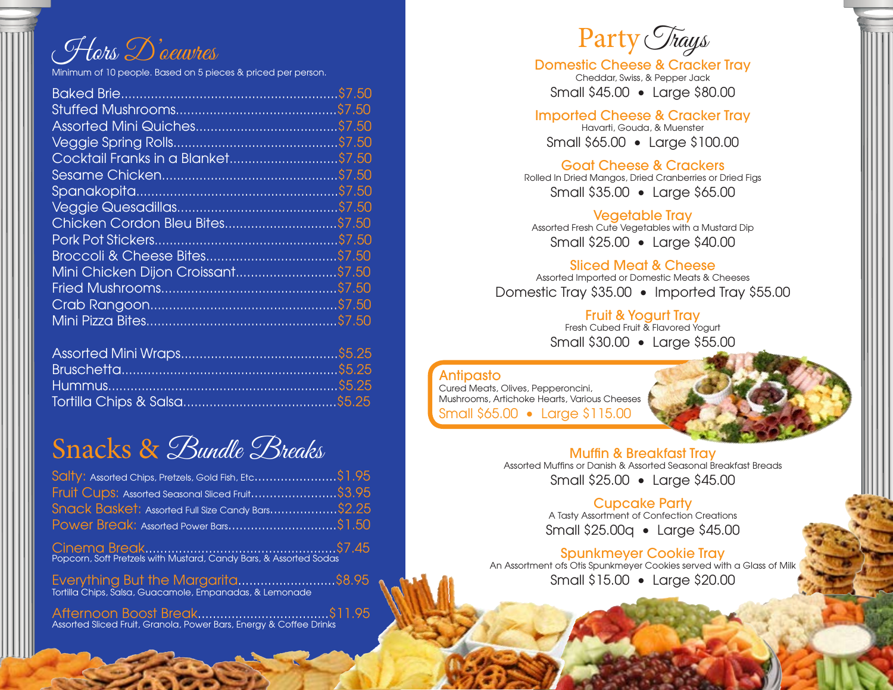# Hors D'oeuvres

Minimum of 10 people. Based on 5 pieces & priced per person.

- Baked Brie........................................................$7.50
- Stuffed Mushrooms..........................................$7.50
- Assorted Mini Quiches.....................................$7.50
- Veggie Spring Rolls..........................................$7.50
- Cocktail Franks in a Blanket............................$7.50
- Sesame Chicken..............................................$7.50
- Spanakopita.....................................................$7.50
- Veggie Quesadillas..........................................$7.50
- Chicken Cordon Bleu Bites.............................$7.50
- Pork Pot Stickers..............................................$7.50
- Broccoli & Cheese Bites..................................$7.50
- Mini Chicken Dijon Croissant..........................$7.50
- Fried Mushrooms.............................................$7.50
- Crab Rangoon..................................................$7.50
- Mini Pizza Bites................................................$7.50

- Assorted Mini Wraps........................................$5.25
- Bruschetta........................................................$5.25
- Hummus............................................................$5.25
- Tortilla Chips & Salsa........................................$5.25

# Snacks & Bundle Breaks

- Salty: Assorted Chips, Pretzels, Gold Fish, Etc......................$1.95
- Fruit Cups: Assorted Seasonal Sliced Fruit.......................$3.95
- Snack Basket: Assorted Full Size Candy Bars..................$2.25
- Power Break: Assorted Power Bars...............................$1.50

Cinema Break....................................................$7.45
Popcorn, Soft Pretzels with Mustard, Candy Bars, & Assorted Sodas

Everything But the Margarita..........................$8.95
Tortilla Chips, Salsa, Guacamole, Empanadas, & Lemonade

Afternoon Boost Break..................................$11.95
Assorted Sliced Fruit, Granola, Power Bars, Energy & Coffee Drinks

# Party Trays

## Domestic Cheese & Cracker Tray
Cheddar, Swiss, & Pepper Jack
Small $45.00 • Large $80.00

## Imported Cheese & Cracker Tray
Havarti, Gouda, & Muenster
Small $65.00 • Large $100.00

## Goat Cheese & Crackers
Rolled In Dried Mangos, Dried Cranberries or Dried Figs
Small $35.00 • Large $65.00

## Vegetable Tray
Assorted Fresh Cute Vegetables with a Mustard Dip
Small $25.00 • Large $40.00

## Sliced Meat & Cheese
Assorted Imported or Domestic Meats & Cheeses
Domestic Tray $35.00 • Imported Tray $55.00

## Fruit & Yogurt Tray
Fresh Cubed Fruit & Flavored Yogurt
Small $30.00 • Large $55.00

## Antipasto
Cured Meats, Olives, Pepperoncini, Mushrooms, Artichoke Hearts, Various Cheeses
Small $65.00 • Large $115.00

## Muffin & Breakfast Tray
Assorted Muffins or Danish & Assorted Seasonal Breakfast Breads
Small $25.00 • Large $45.00

## Cupcake Party
A Tasty Assortment of Confection Creations
Small $25.00q • Large $45.00

## Spunkmeyer Cookie Tray
An Assortment ofs Otis Spunkmeyer Cookies served with a Glass of Milk
Small $15.00 • Large $20.00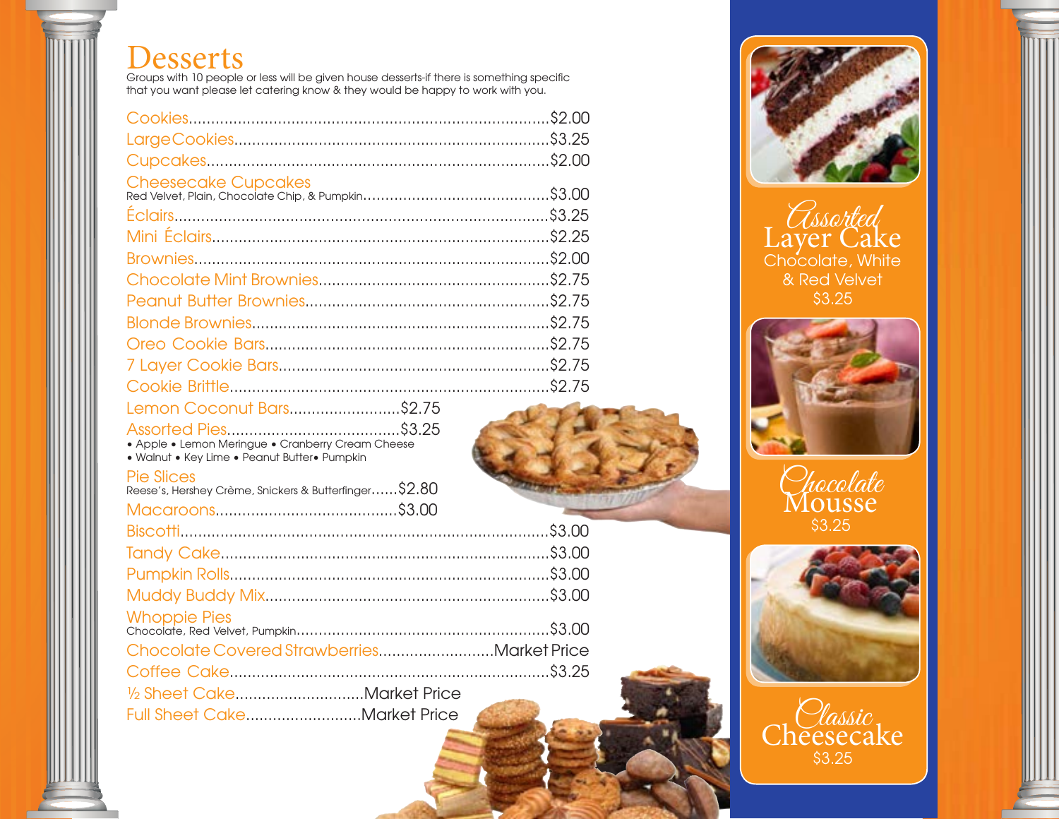# Desserts

Groups with 10 people or less will be given house desserts-if there is something specific that you want please let catering know & they would be happy to work with you.

| Item | Price |
|---|---|
| Cookies | $2.00 |
| Large Cookies | $3.25 |
| Cupcakes | $2.00 |
| Cheesecake Cupcakes<br>Red Velvet, Plain, Chocolate Chip, & Pumpkin | $3.00 |
| Éclairs | $3.25 |
| Mini Éclairs | $2.25 |
| Brownies | $2.00 |
| Chocolate Mint Brownies | $2.75 |
| Peanut Butter Brownies | $2.75 |
| Blonde Brownies | $2.75 |
| Oreo Cookie Bars | $2.75 |
| 7 Layer Cookie Bars | $2.75 |
| Cookie Brittle | $2.75 |
| Lemon Coconut Bars | $2.75 |
| Assorted Pies<br>• Apple • Lemon Meringue • Cranberry Cream Cheese<br>• Walnut • Key Lime • Peanut Butter• Pumpkin | $3.25 |
| Pie Slices<br>Reese's, Hershey Crème, Snickers & Butterfinger | $2.80 |
| Macaroons | $3.00 |
| Biscotti | $3.00 |
| Tandy Cake | $3.00 |
| Pumpkin Rolls | $3.00 |
| Muddy Buddy Mix | $3.00 |
| Whoppie Pies<br>Chocolate, Red Velvet, Pumpkin | $3.00 |
| Chocolate Covered Strawberries | Market Price |
| Coffee Cake | $3.25 |
| ½ Sheet Cake | Market Price |
| Full Sheet Cake | Market Price |

## *Assorted* Layer Cake

Chocolate, White & Red Velvet

$3.25

## *Chocolate* Mousse

$3.25

## *Classic* Cheesecake

$3.25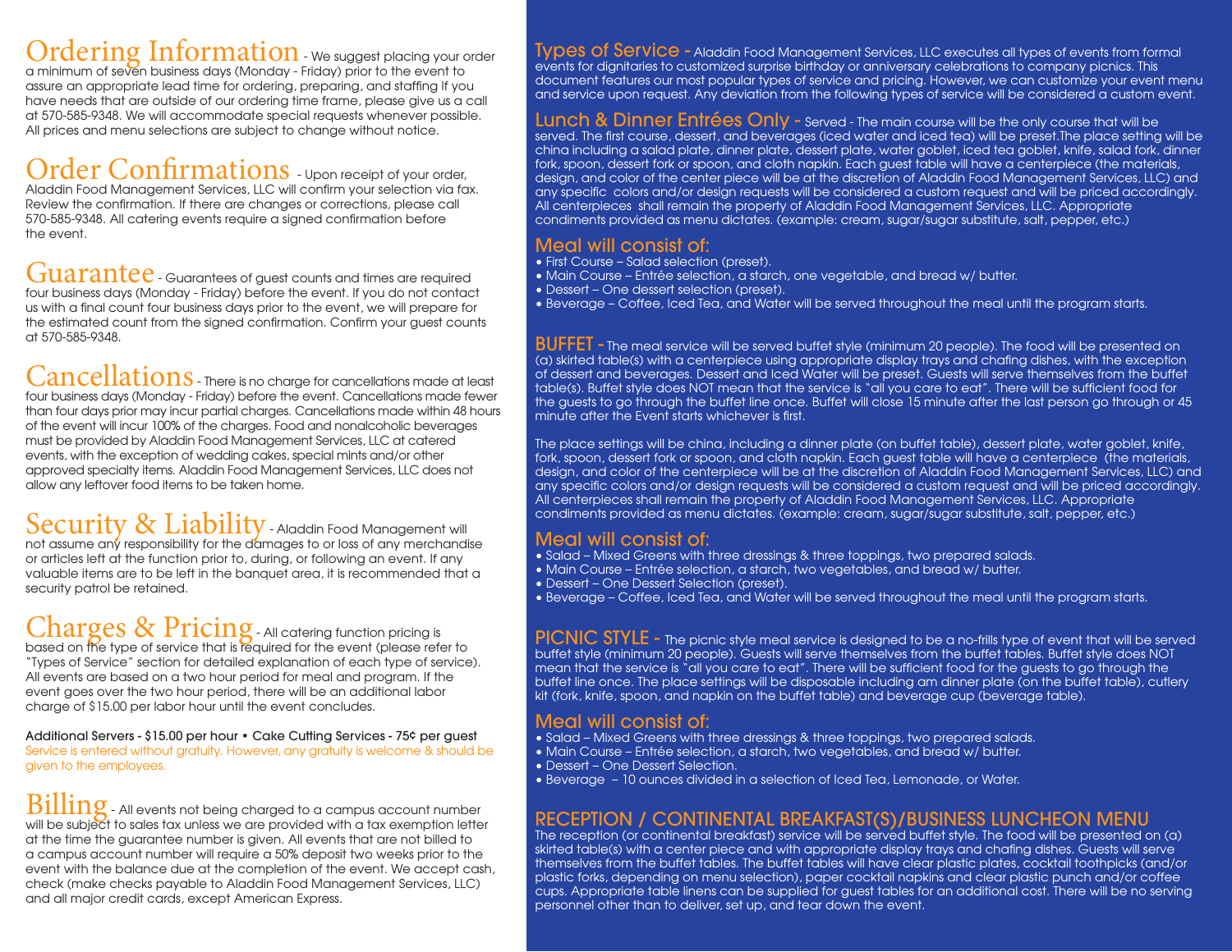## Ordering Information

- We suggest placing your order a minimum of seven business days (Monday - Friday) prior to the event to assure an appropriate lead time for ordering, preparing, and staffing If you have needs that are outside of our ordering time frame, please give us a call at 570-585-9348. We will accommodate special requests whenever possible. All prices and menu selections are subject to change without notice.

## Order Confirmations

- Upon receipt of your order, Aladdin Food Management Services, LLC will confirm your selection via fax. Review the confirmation. If there are changes or corrections, please call 570-585-9348. All catering events require a signed confirmation before the event.

## Guarantee

- Guarantees of guest counts and times are required four business days (Monday - Friday) before the event. If you do not contact us with a final count four business days prior to the event, we will prepare for the estimated count from the signed confirmation. Confirm your guest counts at 570-585-9348.

## Cancellations

- There is no charge for cancellations made at least four business days (Monday - Friday) before the event. Cancellations made fewer than four days prior may incur partial charges. Cancellations made within 48 hours of the event will incur 100% of the charges. Food and nonalcoholic beverages must be provided by Aladdin Food Management Services, LLC at catered events, with the exception of wedding cakes, special mints and/or other approved specialty items. Aladdin Food Management Services, LLC does not allow any leftover food items to be taken home.

## Security & Liability

- Aladdin Food Management will not assume any responsibility for the damages to or loss of any merchandise or articles left at the function prior to, during, or following an event. If any valuable items are to be left in the banquet area, it is recommended that a security patrol be retained.

## Charges & Pricing

- All catering function pricing is based on the type of service that is required for the event (please refer to "Types of Service" section for detailed explanation of each type of service). All events are based on a two hour period for meal and program. If the event goes over the two hour period, there will be an additional labor charge of $15.00 per labor hour until the event concludes.

Additional Servers - $15.00 per hour • Cake Cutting Services - 75¢ per guest

Service is entered without gratuity. However, any gratuity is welcome & should be given to the employees.

## Billing

- All events not being charged to a campus account number will be subject to sales tax unless we are provided with a tax exemption letter at the time the guarantee number is given. All events that are not billed to a campus account number will require a 50% deposit two weeks prior to the event with the balance due at the completion of the event. We accept cash, check (make checks payable to Aladdin Food Management Services, LLC) and all major credit cards, except American Express.

## Types of Service

- Aladdin Food Management Services, LLC executes all types of events from formal events for dignitaries to customized surprise birthday or anniversary celebrations to company picnics. This document features our most popular types of service and pricing. However, we can customize your event menu and service upon request. Any deviation from the following types of service will be considered a custom event.

## Lunch & Dinner Entrées Only

- Served - The main course will be the only course that will be served. The first course, dessert, and beverages (iced water and iced tea) will be preset.The place setting will be china including a salad plate, dinner plate, dessert plate, water goblet, iced tea goblet, knife, salad fork, dinner fork, spoon, dessert fork or spoon, and cloth napkin. Each guest table will have a centerpiece (the materials, design, and color of the center piece will be at the discretion of Aladdin Food Management Services, LLC) and any specific colors and/or design requests will be considered a custom request and will be priced accordingly. All centerpieces shall remain the property of Aladdin Food Management Services, LLC. Appropriate condiments provided as menu dictates. (example: cream, sugar/sugar substitute, salt, pepper, etc.)

### Meal will consist of:

- First Course – Salad selection (preset).
- Main Course – Entrée selection, a starch, one vegetable, and bread w/ butter.
- Dessert – One dessert selection (preset).
- Beverage – Coffee, Iced Tea, and Water will be served throughout the meal until the program starts.

## BUFFET

- The meal service will be served buffet style (minimum 20 people). The food will be presented on (a) skirted table(s) with a centerpiece using appropriate display trays and chafing dishes, with the exception of dessert and beverages. Dessert and Iced Water will be preset. Guests will serve themselves from the buffet table(s). Buffet style does NOT mean that the service is "all you care to eat". There will be sufficient food for the guests to go through the buffet line once. Buffet will close 15 minute after the last person go through or 45 minute after the Event starts whichever is first.

The place settings will be china, including a dinner plate (on buffet table), dessert plate, water goblet, knife, fork, spoon, dessert fork or spoon, and cloth napkin. Each guest table will have a centerpiece (the materials, design, and color of the centerpiece will be at the discretion of Aladdin Food Management Services, LLC) and any specific colors and/or design requests will be considered a custom request and will be priced accordingly. All centerpieces shall remain the property of Aladdin Food Management Services, LLC. Appropriate condiments provided as menu dictates. (example: cream, sugar/sugar substitute, salt, pepper, etc.)

### Meal will consist of:

- Salad – Mixed Greens with three dressings & three toppings, two prepared salads.
- Main Course – Entrée selection, a starch, two vegetables, and bread w/ butter.
- Dessert – One Dessert Selection (preset).
- Beverage – Coffee, Iced Tea, and Water will be served throughout the meal until the program starts.

## PICNIC STYLE

- The picnic style meal service is designed to be a no-frills type of event that will be served buffet style (minimum 20 people). Guests will serve themselves from the buffet tables. Buffet style does NOT mean that the service is "all you care to eat". There will be sufficient food for the guests to go through the buffet line once. The place settings will be disposable including am dinner plate (on the buffet table), cutlery kit (fork, knife, spoon, and napkin on the buffet table) and beverage cup (beverage table).

### Meal will consist of:

- Salad – Mixed Greens with three dressings & three toppings, two prepared salads.
- Main Course – Entrée selection, a starch, two vegetables, and bread w/ butter.
- Dessert – One Dessert Selection.
- Beverage – 10 ounces divided in a selection of Iced Tea, Lemonade, or Water.

## RECEPTION / CONTINENTAL BREAKFAST(S)/BUSINESS LUNCHEON MENU

The reception (or continental breakfast) service will be served buffet style. The food will be presented on (a) skirted table(s) with a center piece and with appropriate display trays and chafing dishes. Guests will serve themselves from the buffet tables. The buffet tables will have clear plastic plates, cocktail toothpicks (and/or plastic forks, depending on menu selection), paper cocktail napkins and clear plastic punch and/or coffee cups. Appropriate table linens can be supplied for guest tables for an additional cost. There will be no serving personnel other than to deliver, set up, and tear down the event.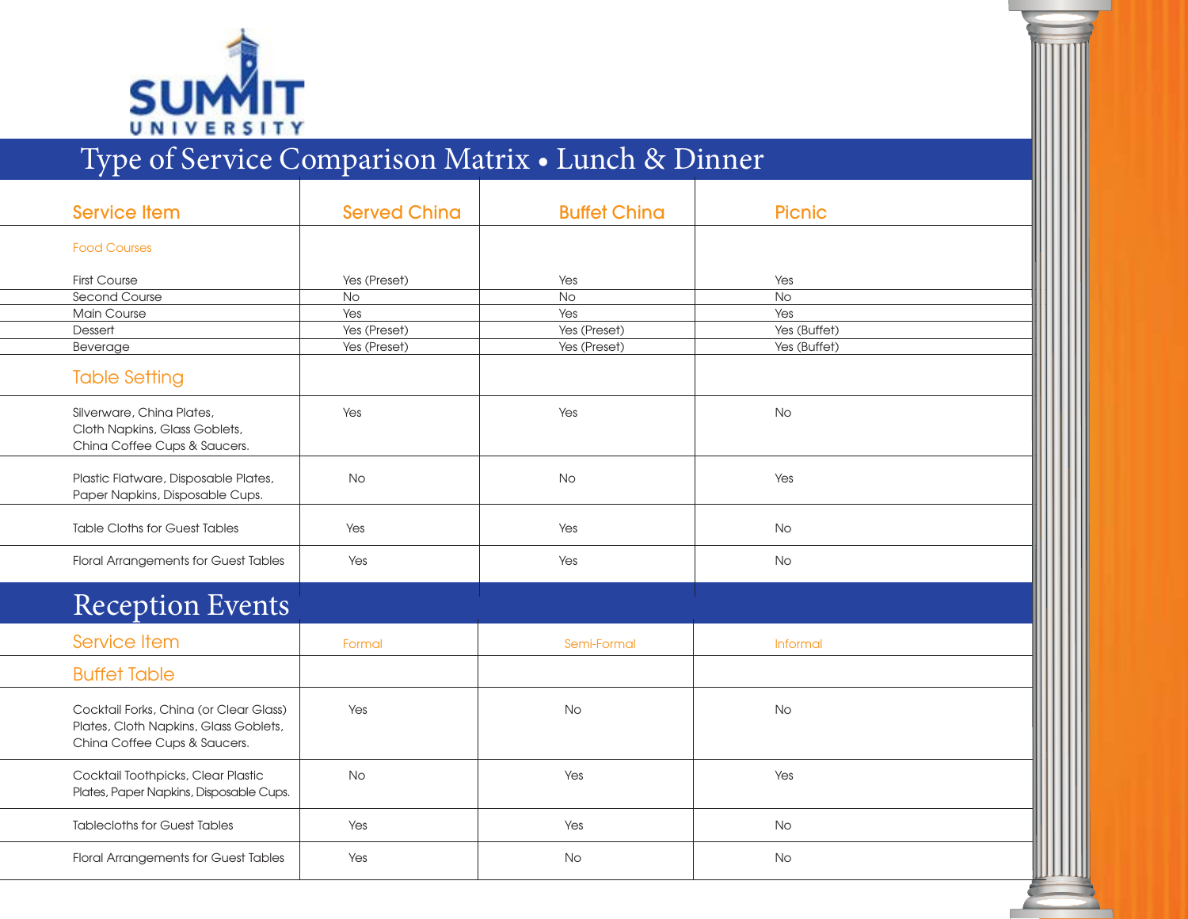SUMMIT UNIVERSITY

# Type of Service Comparison Matrix • Lunch & Dinner

| Service Item | Served China | Buffet China | Picnic |
| --- | --- | --- | --- |
| **Food Courses** | | | |
| First Course | Yes (Preset) | Yes | Yes |
| Second Course | No | No | No |
| Main Course | Yes | Yes | Yes |
| Dessert | Yes (Preset) | Yes (Preset) | Yes (Buffet) |
| Beverage | Yes (Preset) | Yes (Preset) | Yes (Buffet) |
| **Table Setting** | | | |
| Silverware, China Plates, Cloth Napkins, Glass Goblets, China Coffee Cups & Saucers. | Yes | Yes | No |
| Plastic Flatware, Disposable Plates, Paper Napkins, Disposable Cups. | No | No | Yes |
| Table Cloths for Guest Tables | Yes | Yes | No |
| Floral Arrangements for Guest Tables | Yes | Yes | No |

## Reception Events

| Service Item | Formal | Semi-Formal | Informal |
| --- | --- | --- | --- |
| **Buffet Table** | | | |
| Cocktail Forks, China (or Clear Glass) Plates, Cloth Napkins, Glass Goblets, China Coffee Cups & Saucers. | Yes | No | No |
| Cocktail Toothpicks, Clear Plastic Plates, Paper Napkins, Disposable Cups. | No | Yes | Yes |
| Tablecloths for Guest Tables | Yes | Yes | No |
| Floral Arrangements for Guest Tables | Yes | No | No |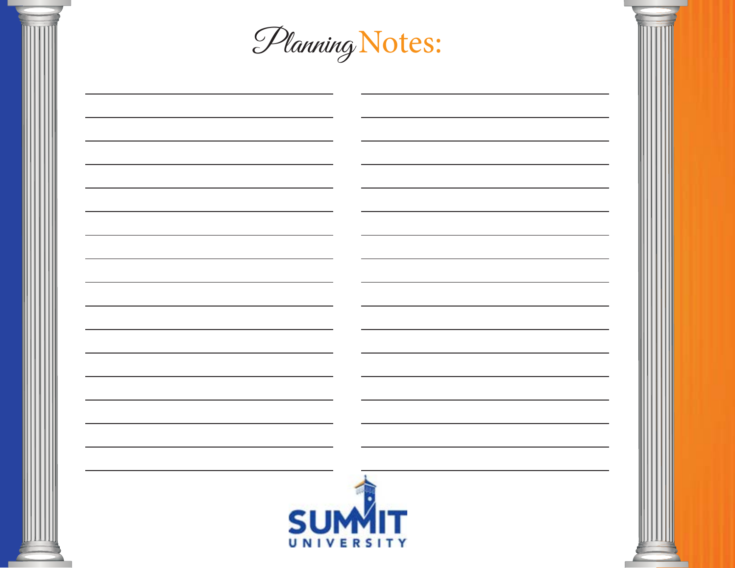# Planning Notes:

SUMMIT UNIVERSITY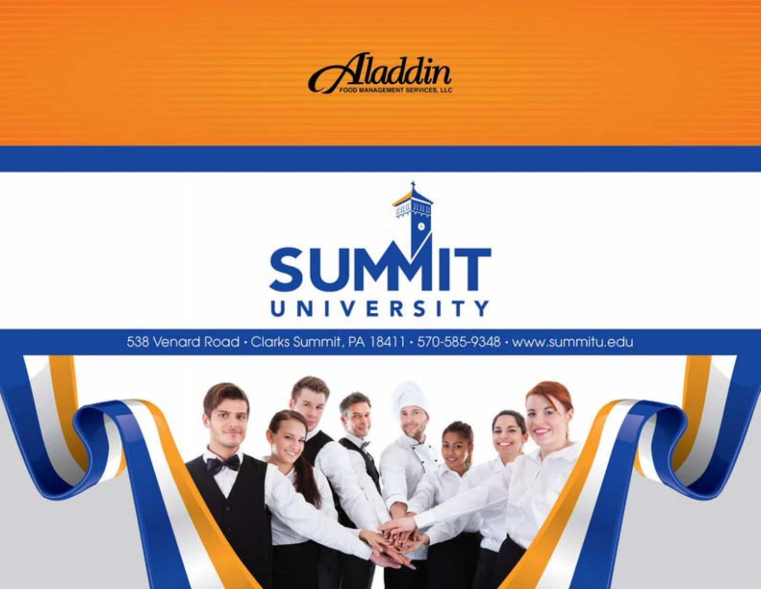Aladdin

FOOD MANAGEMENT SERVICES, LLC

SUMMIT UNIVERSITY

538 Venard Road · Clarks Summit, PA 18411 · 570-585-9348 · www.summitu.edu